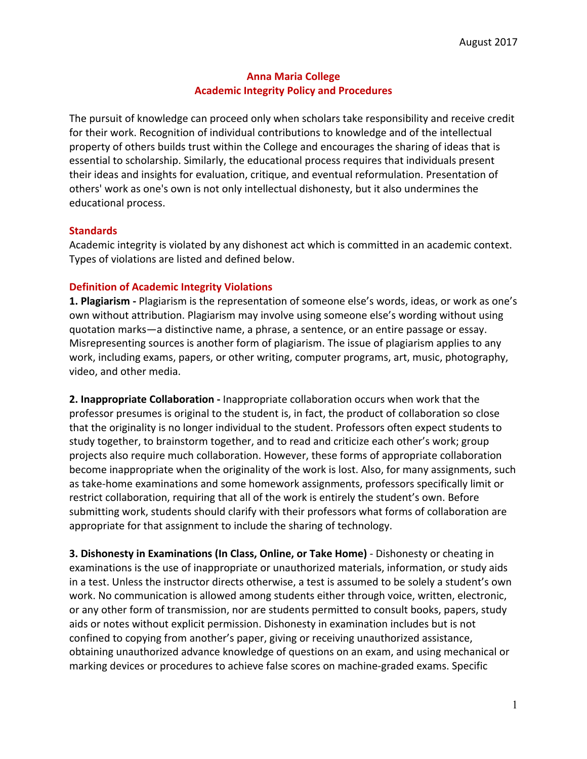August 2017

# Anna Maria College
## Academic Integrity Policy and Procedures

The pursuit of knowledge can proceed only when scholars take responsibility and receive credit for their work. Recognition of individual contributions to knowledge and of the intellectual property of others builds trust within the College and encourages the sharing of ideas that is essential to scholarship. Similarly, the educational process requires that individuals present their ideas and insights for evaluation, critique, and eventual reformulation. Presentation of others' work as one's own is not only intellectual dishonesty, but it also undermines the educational process.

### Standards

Academic integrity is violated by any dishonest act which is committed in an academic context. Types of violations are listed and defined below.

### Definition of Academic Integrity Violations

**1. Plagiarism -** Plagiarism is the representation of someone else's words, ideas, or work as one's own without attribution. Plagiarism may involve using someone else's wording without using quotation marks—a distinctive name, a phrase, a sentence, or an entire passage or essay. Misrepresenting sources is another form of plagiarism. The issue of plagiarism applies to any work, including exams, papers, or other writing, computer programs, art, music, photography, video, and other media.

**2. Inappropriate Collaboration -** Inappropriate collaboration occurs when work that the professor presumes is original to the student is, in fact, the product of collaboration so close that the originality is no longer individual to the student. Professors often expect students to study together, to brainstorm together, and to read and criticize each other's work; group projects also require much collaboration. However, these forms of appropriate collaboration become inappropriate when the originality of the work is lost. Also, for many assignments, such as take-home examinations and some homework assignments, professors specifically limit or restrict collaboration, requiring that all of the work is entirely the student's own. Before submitting work, students should clarify with their professors what forms of collaboration are appropriate for that assignment to include the sharing of technology.

**3. Dishonesty in Examinations (In Class, Online, or Take Home)** - Dishonesty or cheating in examinations is the use of inappropriate or unauthorized materials, information, or study aids in a test. Unless the instructor directs otherwise, a test is assumed to be solely a student's own work. No communication is allowed among students either through voice, written, electronic, or any other form of transmission, nor are students permitted to consult books, papers, study aids or notes without explicit permission. Dishonesty in examination includes but is not confined to copying from another's paper, giving or receiving unauthorized assistance, obtaining unauthorized advance knowledge of questions on an exam, and using mechanical or marking devices or procedures to achieve false scores on machine-graded exams. Specific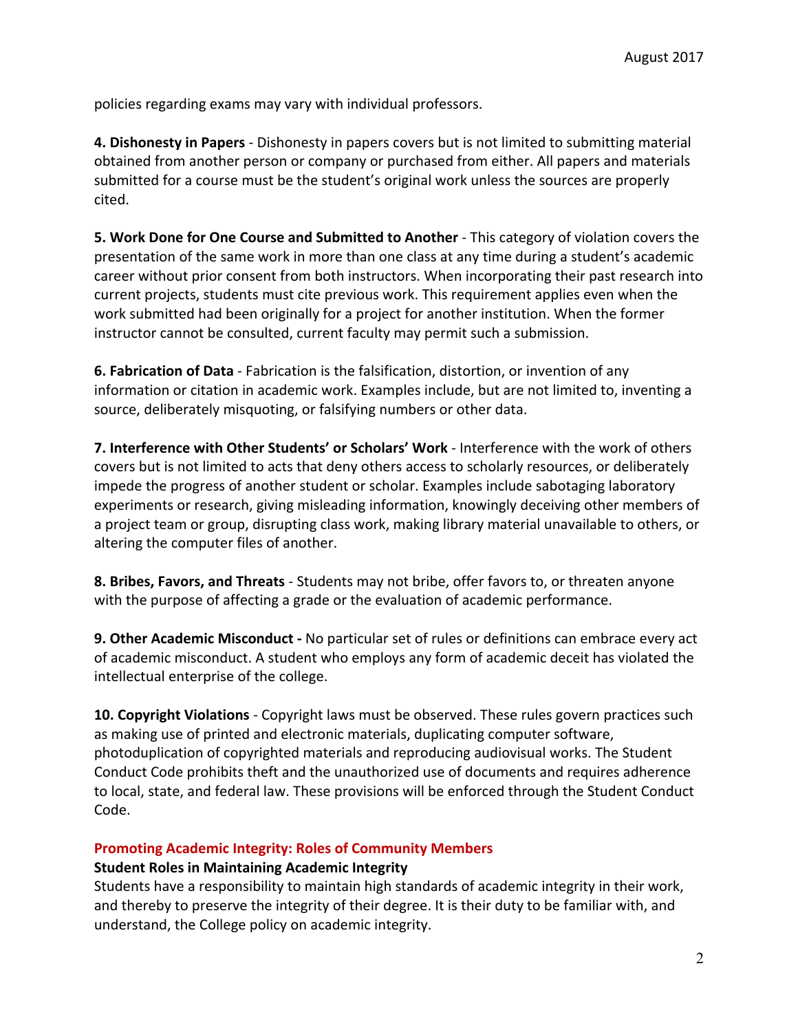policies regarding exams may vary with individual professors.

**4. Dishonesty in Papers** - Dishonesty in papers covers but is not limited to submitting material obtained from another person or company or purchased from either. All papers and materials submitted for a course must be the student's original work unless the sources are properly cited.

**5. Work Done for One Course and Submitted to Another** - This category of violation covers the presentation of the same work in more than one class at any time during a student's academic career without prior consent from both instructors. When incorporating their past research into current projects, students must cite previous work. This requirement applies even when the work submitted had been originally for a project for another institution. When the former instructor cannot be consulted, current faculty may permit such a submission.

**6. Fabrication of Data** - Fabrication is the falsification, distortion, or invention of any information or citation in academic work. Examples include, but are not limited to, inventing a source, deliberately misquoting, or falsifying numbers or other data.

**7. Interference with Other Students' or Scholars' Work** - Interference with the work of others covers but is not limited to acts that deny others access to scholarly resources, or deliberately impede the progress of another student or scholar. Examples include sabotaging laboratory experiments or research, giving misleading information, knowingly deceiving other members of a project team or group, disrupting class work, making library material unavailable to others, or altering the computer files of another.

**8. Bribes, Favors, and Threats** - Students may not bribe, offer favors to, or threaten anyone with the purpose of affecting a grade or the evaluation of academic performance.

**9. Other Academic Misconduct -** No particular set of rules or definitions can embrace every act of academic misconduct. A student who employs any form of academic deceit has violated the intellectual enterprise of the college.

**10. Copyright Violations** - Copyright laws must be observed. These rules govern practices such as making use of printed and electronic materials, duplicating computer software, photoduplication of copyrighted materials and reproducing audiovisual works. The Student Conduct Code prohibits theft and the unauthorized use of documents and requires adherence to local, state, and federal law. These provisions will be enforced through the Student Conduct Code.

## Promoting Academic Integrity: Roles of Community Members

### Student Roles in Maintaining Academic Integrity

Students have a responsibility to maintain high standards of academic integrity in their work, and thereby to preserve the integrity of their degree. It is their duty to be familiar with, and understand, the College policy on academic integrity.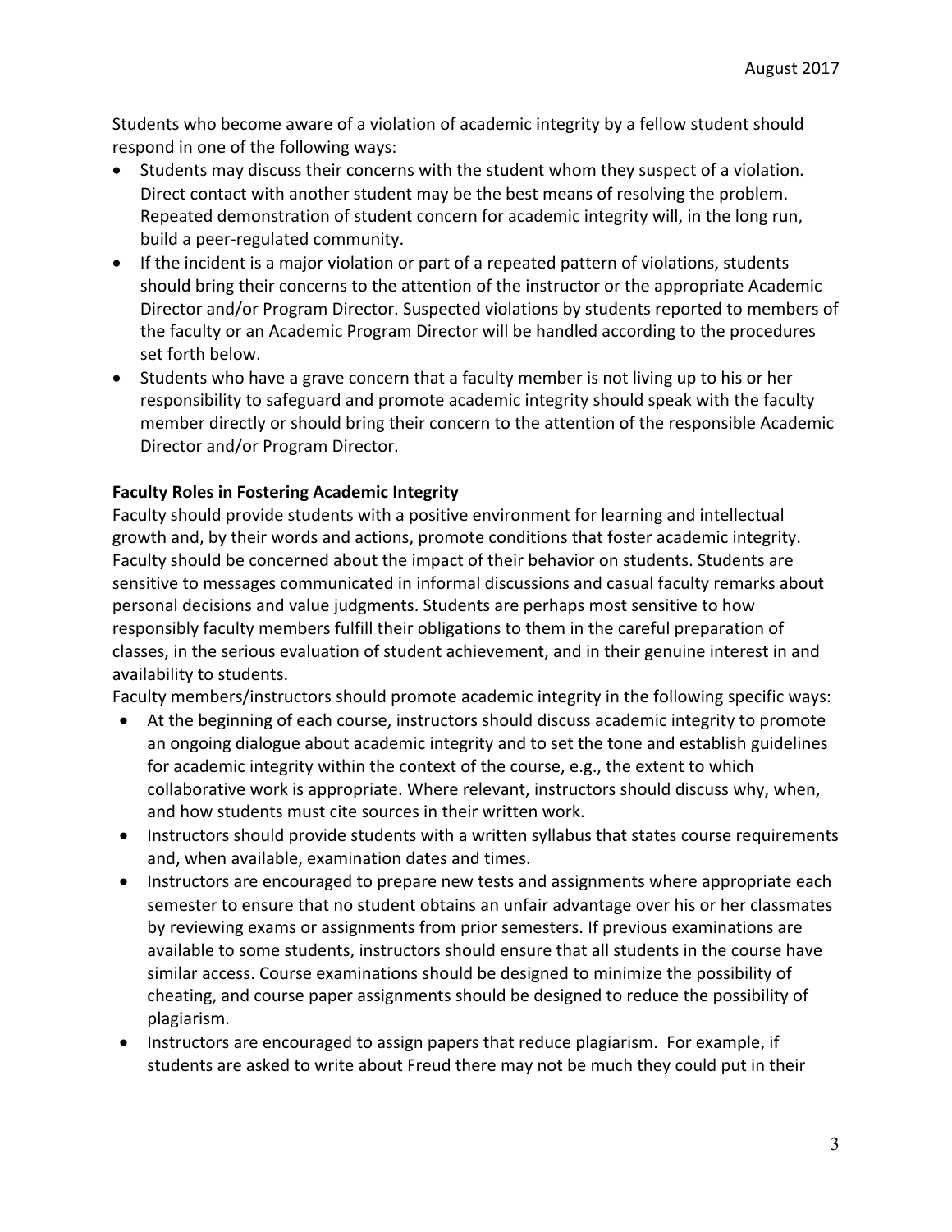Students who become aware of a violation of academic integrity by a fellow student should respond in one of the following ways:

- Students may discuss their concerns with the student whom they suspect of a violation. Direct contact with another student may be the best means of resolving the problem. Repeated demonstration of student concern for academic integrity will, in the long run, build a peer-regulated community.
- If the incident is a major violation or part of a repeated pattern of violations, students should bring their concerns to the attention of the instructor or the appropriate Academic Director and/or Program Director. Suspected violations by students reported to members of the faculty or an Academic Program Director will be handled according to the procedures set forth below.
- Students who have a grave concern that a faculty member is not living up to his or her responsibility to safeguard and promote academic integrity should speak with the faculty member directly or should bring their concern to the attention of the responsible Academic Director and/or Program Director.

**Faculty Roles in Fostering Academic Integrity**

Faculty should provide students with a positive environment for learning and intellectual growth and, by their words and actions, promote conditions that foster academic integrity. Faculty should be concerned about the impact of their behavior on students. Students are sensitive to messages communicated in informal discussions and casual faculty remarks about personal decisions and value judgments. Students are perhaps most sensitive to how responsibly faculty members fulfill their obligations to them in the careful preparation of classes, in the serious evaluation of student achievement, and in their genuine interest in and availability to students.

Faculty members/instructors should promote academic integrity in the following specific ways:

- At the beginning of each course, instructors should discuss academic integrity to promote an ongoing dialogue about academic integrity and to set the tone and establish guidelines for academic integrity within the context of the course, e.g., the extent to which collaborative work is appropriate. Where relevant, instructors should discuss why, when, and how students must cite sources in their written work.
- Instructors should provide students with a written syllabus that states course requirements and, when available, examination dates and times.
- Instructors are encouraged to prepare new tests and assignments where appropriate each semester to ensure that no student obtains an unfair advantage over his or her classmates by reviewing exams or assignments from prior semesters. If previous examinations are available to some students, instructors should ensure that all students in the course have similar access. Course examinations should be designed to minimize the possibility of cheating, and course paper assignments should be designed to reduce the possibility of plagiarism.
- Instructors are encouraged to assign papers that reduce plagiarism. For example, if students are asked to write about Freud there may not be much they could put in their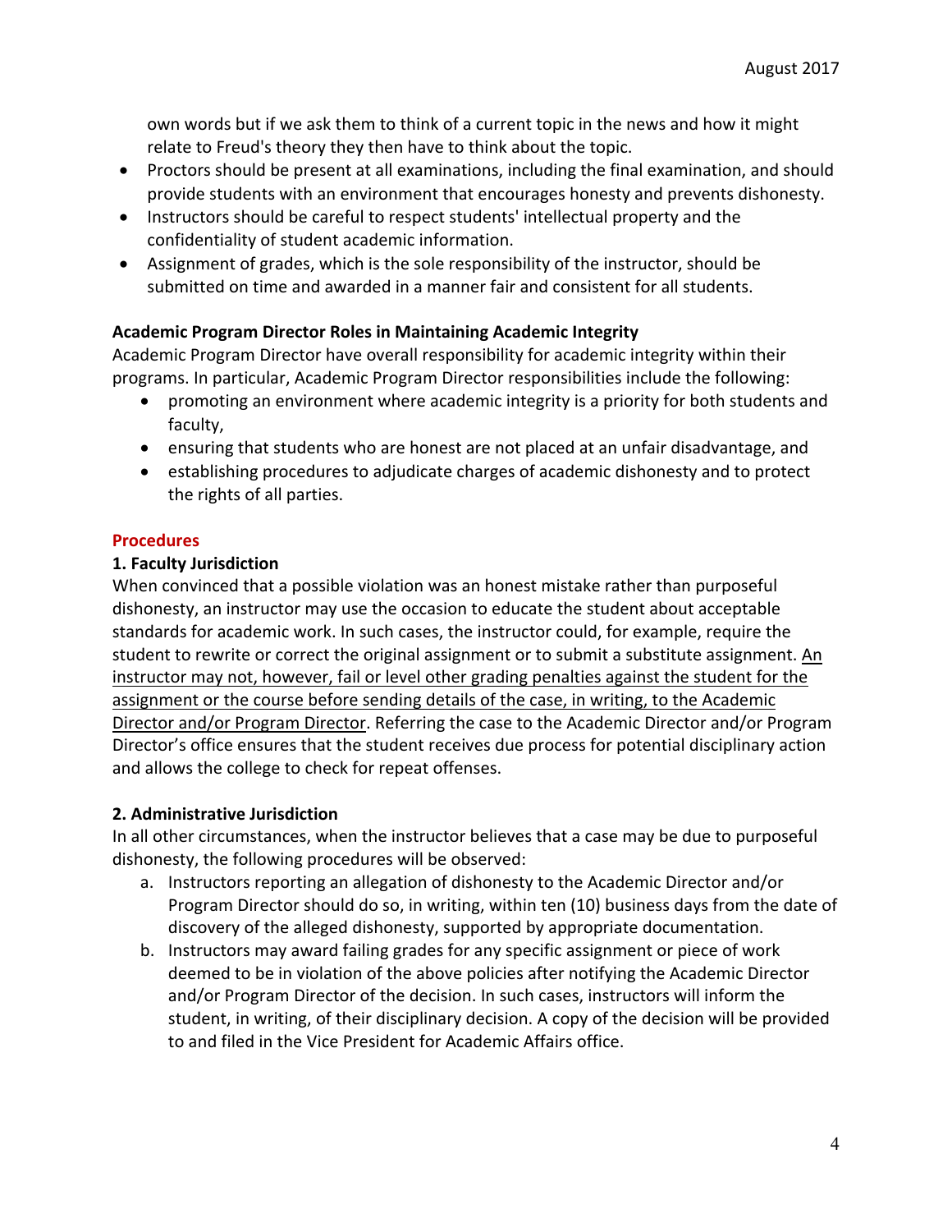own words but if we ask them to think of a current topic in the news and how it might relate to Freud's theory they then have to think about the topic.

- Proctors should be present at all examinations, including the final examination, and should provide students with an environment that encourages honesty and prevents dishonesty.
- Instructors should be careful to respect students' intellectual property and the confidentiality of student academic information.
- Assignment of grades, which is the sole responsibility of the instructor, should be submitted on time and awarded in a manner fair and consistent for all students.

**Academic Program Director Roles in Maintaining Academic Integrity**

Academic Program Director have overall responsibility for academic integrity within their programs. In particular, Academic Program Director responsibilities include the following:

- promoting an environment where academic integrity is a priority for both students and faculty,
- ensuring that students who are honest are not placed at an unfair disadvantage, and
- establishing procedures to adjudicate charges of academic dishonesty and to protect the rights of all parties.

## Procedures

**1. Faculty Jurisdiction**

When convinced that a possible violation was an honest mistake rather than purposeful dishonesty, an instructor may use the occasion to educate the student about acceptable standards for academic work. In such cases, the instructor could, for example, require the student to rewrite or correct the original assignment or to submit a substitute assignment. <u>An instructor may not, however, fail or level other grading penalties against the student for the assignment or the course before sending details of the case, in writing, to the Academic Director and/or Program Director</u>. Referring the case to the Academic Director and/or Program Director's office ensures that the student receives due process for potential disciplinary action and allows the college to check for repeat offenses.

**2. Administrative Jurisdiction**

In all other circumstances, when the instructor believes that a case may be due to purposeful dishonesty, the following procedures will be observed:

a. Instructors reporting an allegation of dishonesty to the Academic Director and/or Program Director should do so, in writing, within ten (10) business days from the date of discovery of the alleged dishonesty, supported by appropriate documentation.

b. Instructors may award failing grades for any specific assignment or piece of work deemed to be in violation of the above policies after notifying the Academic Director and/or Program Director of the decision. In such cases, instructors will inform the student, in writing, of their disciplinary decision. A copy of the decision will be provided to and filed in the Vice President for Academic Affairs office.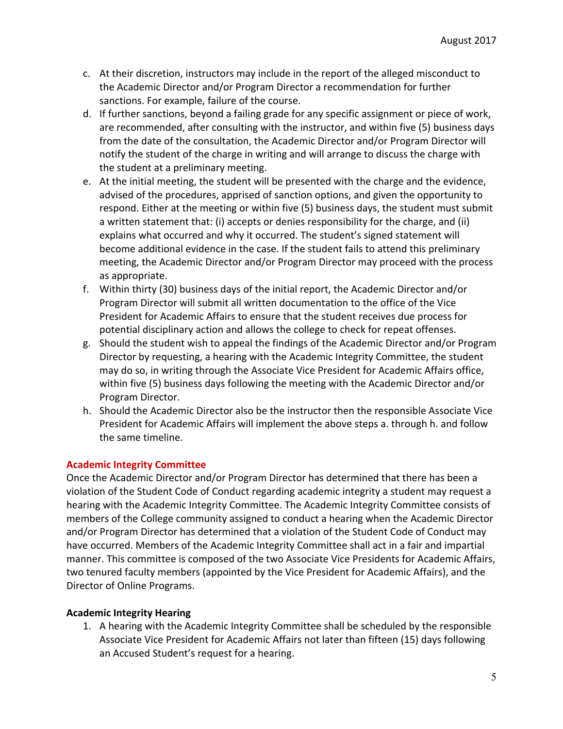c. At their discretion, instructors may include in the report of the alleged misconduct to the Academic Director and/or Program Director a recommendation for further sanctions. For example, failure of the course.

d. If further sanctions, beyond a failing grade for any specific assignment or piece of work, are recommended, after consulting with the instructor, and within five (5) business days from the date of the consultation, the Academic Director and/or Program Director will notify the student of the charge in writing and will arrange to discuss the charge with the student at a preliminary meeting.

e. At the initial meeting, the student will be presented with the charge and the evidence, advised of the procedures, apprised of sanction options, and given the opportunity to respond. Either at the meeting or within five (5) business days, the student must submit a written statement that: (i) accepts or denies responsibility for the charge, and (ii) explains what occurred and why it occurred. The student's signed statement will become additional evidence in the case. If the student fails to attend this preliminary meeting, the Academic Director and/or Program Director may proceed with the process as appropriate.

f. Within thirty (30) business days of the initial report, the Academic Director and/or Program Director will submit all written documentation to the office of the Vice President for Academic Affairs to ensure that the student receives due process for potential disciplinary action and allows the college to check for repeat offenses.

g. Should the student wish to appeal the findings of the Academic Director and/or Program Director by requesting, a hearing with the Academic Integrity Committee, the student may do so, in writing through the Associate Vice President for Academic Affairs office, within five (5) business days following the meeting with the Academic Director and/or Program Director.

h. Should the Academic Director also be the instructor then the responsible Associate Vice President for Academic Affairs will implement the above steps a. through h. and follow the same timeline.

## Academic Integrity Committee

Once the Academic Director and/or Program Director has determined that there has been a violation of the Student Code of Conduct regarding academic integrity a student may request a hearing with the Academic Integrity Committee. The Academic Integrity Committee consists of members of the College community assigned to conduct a hearing when the Academic Director and/or Program Director has determined that a violation of the Student Code of Conduct may have occurred. Members of the Academic Integrity Committee shall act in a fair and impartial manner. This committee is composed of the two Associate Vice Presidents for Academic Affairs, two tenured faculty members (appointed by the Vice President for Academic Affairs), and the Director of Online Programs.

### Academic Integrity Hearing

1. A hearing with the Academic Integrity Committee shall be scheduled by the responsible Associate Vice President for Academic Affairs not later than fifteen (15) days following an Accused Student's request for a hearing.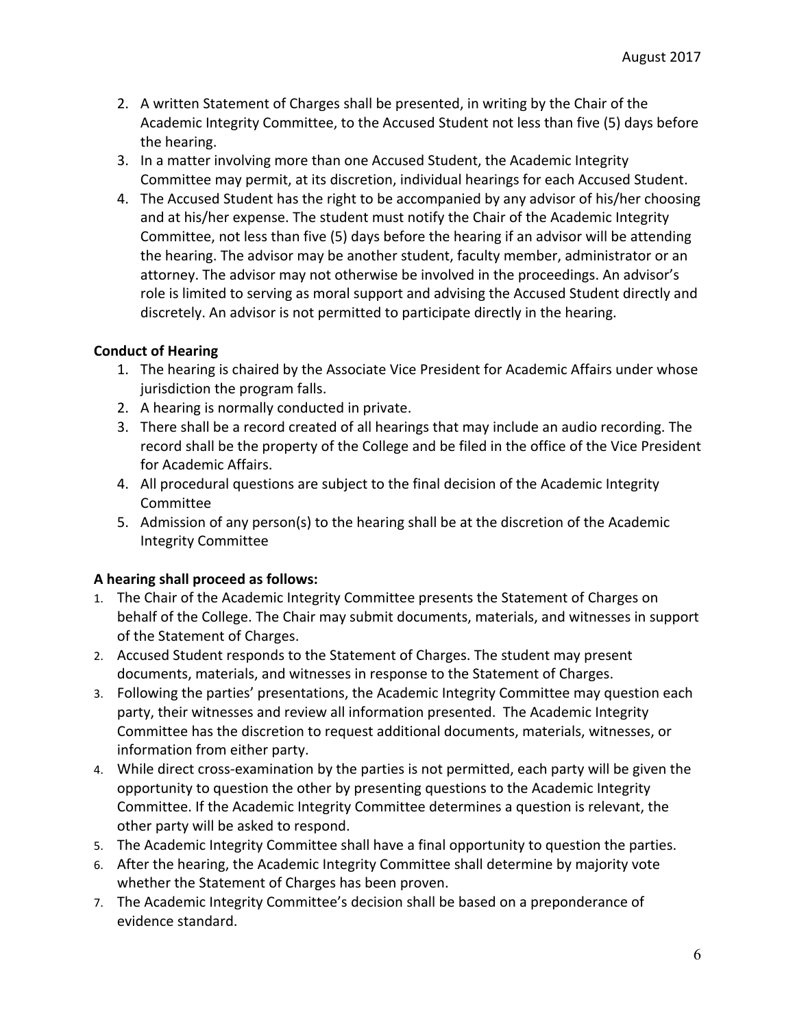2. A written Statement of Charges shall be presented, in writing by the Chair of the Academic Integrity Committee, to the Accused Student not less than five (5) days before the hearing.
3. In a matter involving more than one Accused Student, the Academic Integrity Committee may permit, at its discretion, individual hearings for each Accused Student.
4. The Accused Student has the right to be accompanied by any advisor of his/her choosing and at his/her expense. The student must notify the Chair of the Academic Integrity Committee, not less than five (5) days before the hearing if an advisor will be attending the hearing. The advisor may be another student, faculty member, administrator or an attorney. The advisor may not otherwise be involved in the proceedings. An advisor's role is limited to serving as moral support and advising the Accused Student directly and discretely. An advisor is not permitted to participate directly in the hearing.

**Conduct of Hearing**

1. The hearing is chaired by the Associate Vice President for Academic Affairs under whose jurisdiction the program falls.
2. A hearing is normally conducted in private.
3. There shall be a record created of all hearings that may include an audio recording. The record shall be the property of the College and be filed in the office of the Vice President for Academic Affairs.
4. All procedural questions are subject to the final decision of the Academic Integrity Committee
5. Admission of any person(s) to the hearing shall be at the discretion of the Academic Integrity Committee

**A hearing shall proceed as follows:**

1. The Chair of the Academic Integrity Committee presents the Statement of Charges on behalf of the College. The Chair may submit documents, materials, and witnesses in support of the Statement of Charges.
2. Accused Student responds to the Statement of Charges. The student may present documents, materials, and witnesses in response to the Statement of Charges.
3. Following the parties' presentations, the Academic Integrity Committee may question each party, their witnesses and review all information presented. The Academic Integrity Committee has the discretion to request additional documents, materials, witnesses, or information from either party.
4. While direct cross-examination by the parties is not permitted, each party will be given the opportunity to question the other by presenting questions to the Academic Integrity Committee. If the Academic Integrity Committee determines a question is relevant, the other party will be asked to respond.
5. The Academic Integrity Committee shall have a final opportunity to question the parties.
6. After the hearing, the Academic Integrity Committee shall determine by majority vote whether the Statement of Charges has been proven.
7. The Academic Integrity Committee's decision shall be based on a preponderance of evidence standard.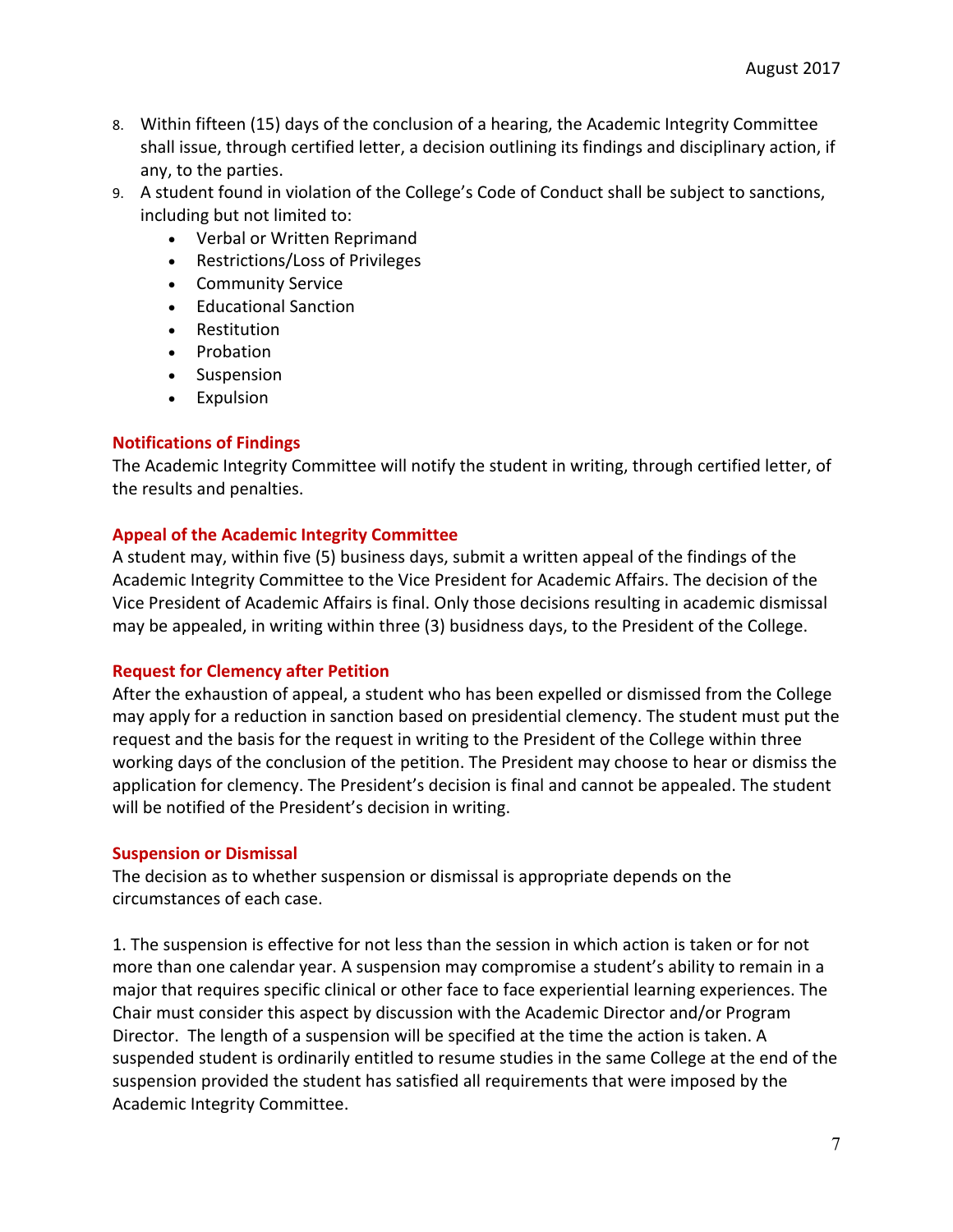8. Within fifteen (15) days of the conclusion of a hearing, the Academic Integrity Committee shall issue, through certified letter, a decision outlining its findings and disciplinary action, if any, to the parties.
9. A student found in violation of the College's Code of Conduct shall be subject to sanctions, including but not limited to:
   - Verbal or Written Reprimand
   - Restrictions/Loss of Privileges
   - Community Service
   - Educational Sanction
   - Restitution
   - Probation
   - Suspension
   - Expulsion

### Notifications of Findings

The Academic Integrity Committee will notify the student in writing, through certified letter, of the results and penalties.

### Appeal of the Academic Integrity Committee

A student may, within five (5) business days, submit a written appeal of the findings of the Academic Integrity Committee to the Vice President for Academic Affairs. The decision of the Vice President of Academic Affairs is final. Only those decisions resulting in academic dismissal may be appealed, in writing within three (3) busidness days, to the President of the College.

### Request for Clemency after Petition

After the exhaustion of appeal, a student who has been expelled or dismissed from the College may apply for a reduction in sanction based on presidential clemency. The student must put the request and the basis for the request in writing to the President of the College within three working days of the conclusion of the petition. The President may choose to hear or dismiss the application for clemency. The President's decision is final and cannot be appealed. The student will be notified of the President's decision in writing.

### Suspension or Dismissal

The decision as to whether suspension or dismissal is appropriate depends on the circumstances of each case.

1. The suspension is effective for not less than the session in which action is taken or for not more than one calendar year. A suspension may compromise a student's ability to remain in a major that requires specific clinical or other face to face experiential learning experiences. The Chair must consider this aspect by discussion with the Academic Director and/or Program Director. The length of a suspension will be specified at the time the action is taken. A suspended student is ordinarily entitled to resume studies in the same College at the end of the suspension provided the student has satisfied all requirements that were imposed by the Academic Integrity Committee.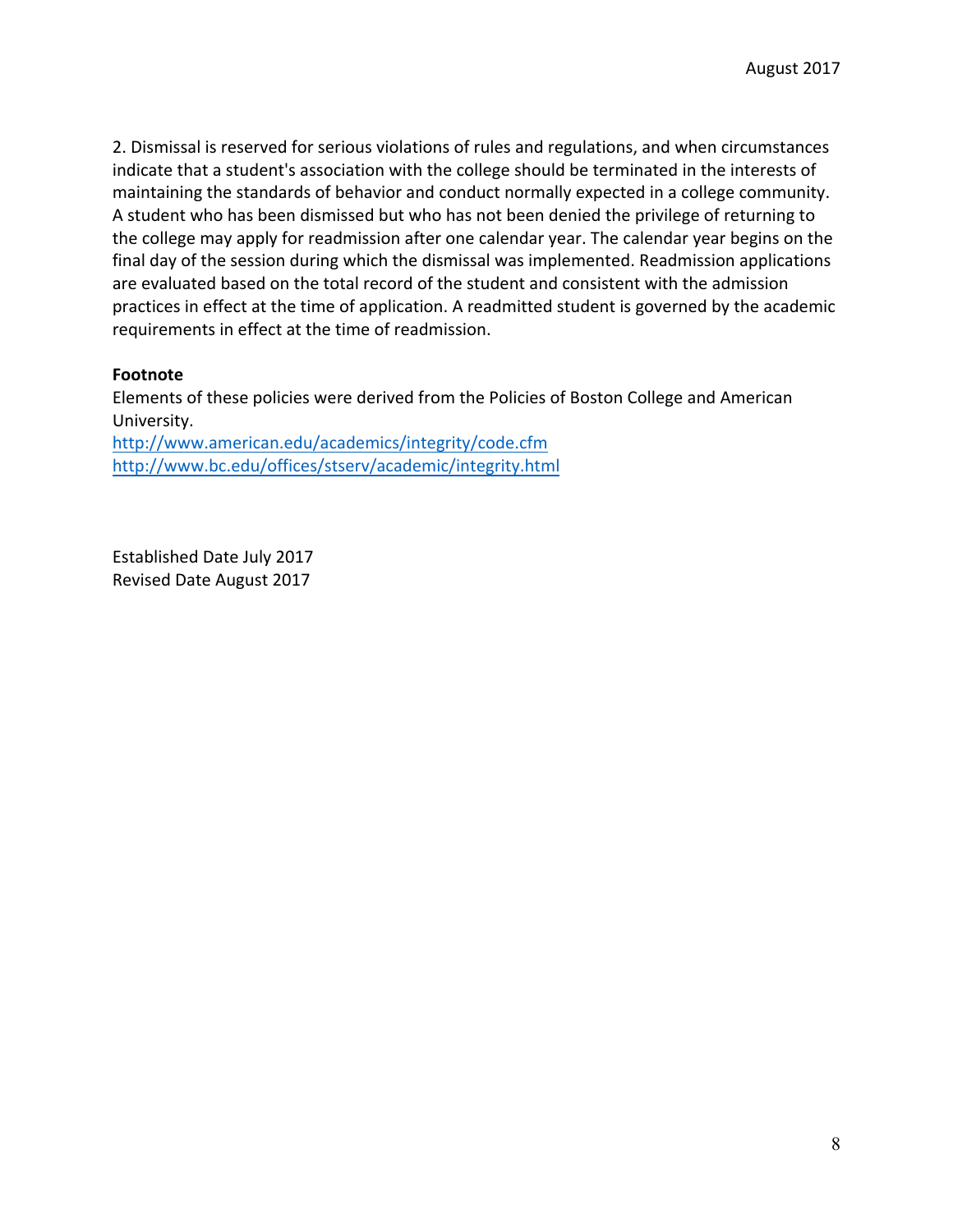2. Dismissal is reserved for serious violations of rules and regulations, and when circumstances indicate that a student's association with the college should be terminated in the interests of maintaining the standards of behavior and conduct normally expected in a college community. A student who has been dismissed but who has not been denied the privilege of returning to the college may apply for readmission after one calendar year. The calendar year begins on the final day of the session during which the dismissal was implemented. Readmission applications are evaluated based on the total record of the student and consistent with the admission practices in effect at the time of application. A readmitted student is governed by the academic requirements in effect at the time of readmission.

**Footnote**

Elements of these policies were derived from the Policies of Boston College and American University.

http://www.american.edu/academics/integrity/code.cfm

http://www.bc.edu/offices/stserv/academic/integrity.html

Established Date July 2017

Revised Date August 2017